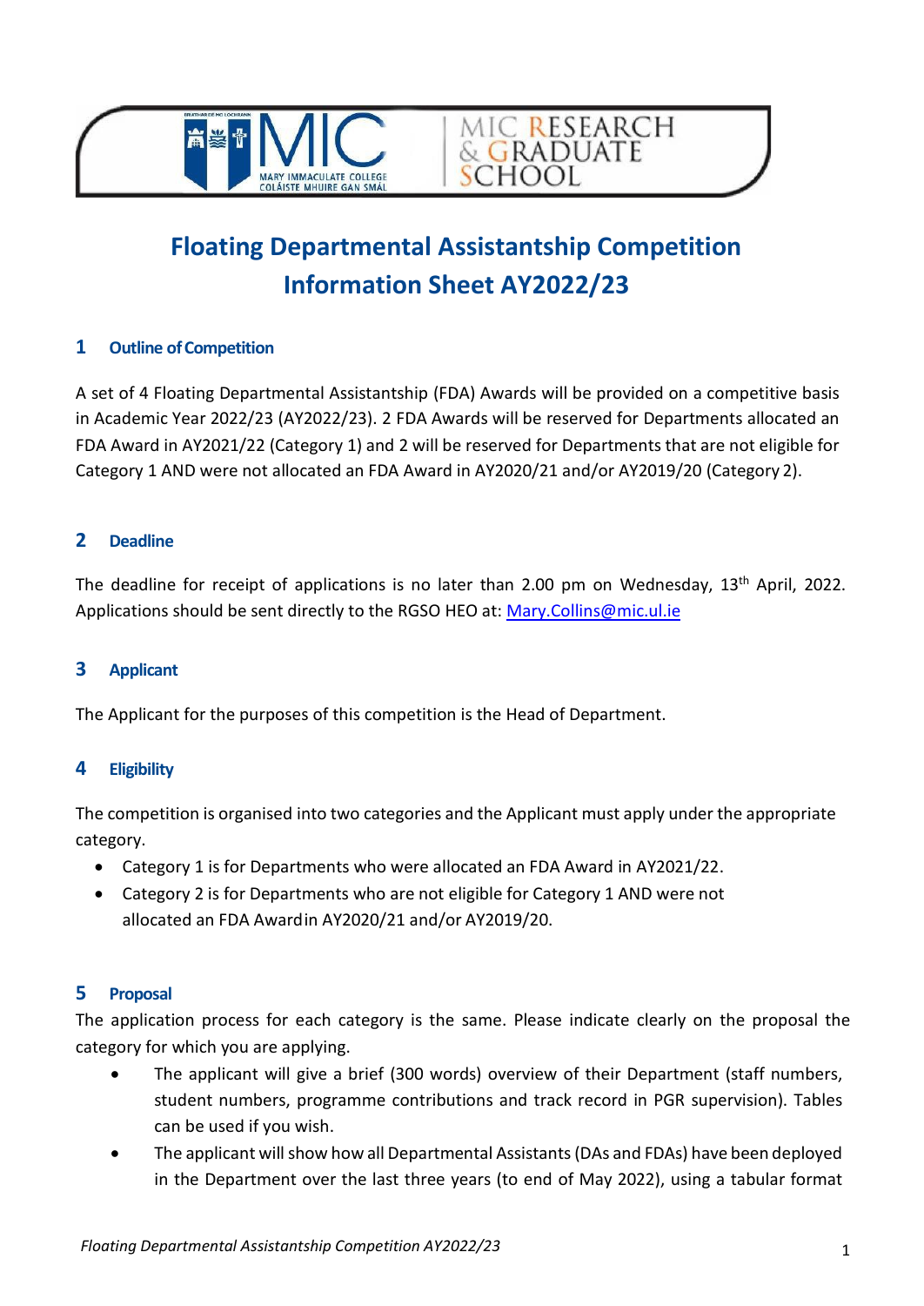# Floating Departmental Assistantship Competition Information Sheet AY2022/23

## 1 Outline of Competition

A set of 4 Floating Departmental Assistantship (FDA) Awards will be provided on a competitive basis in Academic Year 2022/23 (AY2022/23). 2 FDA Awards will be reserved for Departments allocated an FDA Award in AY2021/22 (Category 1) and 2 will be reserved for Departments that are not eligible for Category 1 AND were not allocated an FDA Award in AY2020/21 and/or AY2019/20 (Category 2).

## 2 Deadline

The deadline for receipt of applications is no later than 2.00 pm on Wednesday, 13th April, 2022. Applications should be sent directly to the RGSO HEO at: [Mary.Collins@mic.ul.ie](mailto:Mary.Collins@mic.ul.ie)

## 3 Applicant

The Applicant for the purposes of this competition is the Head of Department.

## 4 Eligibility

The competition is organised into two categories and the Applicant must apply under the appropriate category.

- Category 1 is for Departments who were allocated an FDA Award in AY2021/22.
- Category 2 is for Departments who are not eligible for Category 1 AND were not allocated an FDA Award in AY2020/21 and/or AY2019/20.

## 5 Proposal

The application process for each category is the same. Please indicate clearly on the proposal the category for which you are applying.

- The applicant will give a brief (300 words) overview of their Department (staff numbers, student numbers, programme contributions and track record in PGR supervision). Tables can be used if you wish.
- The applicant will show how all Departmental Assistants (DAs and FDAs) have been deployed in the Department over the last three years (to end of May 2022), using a tabular format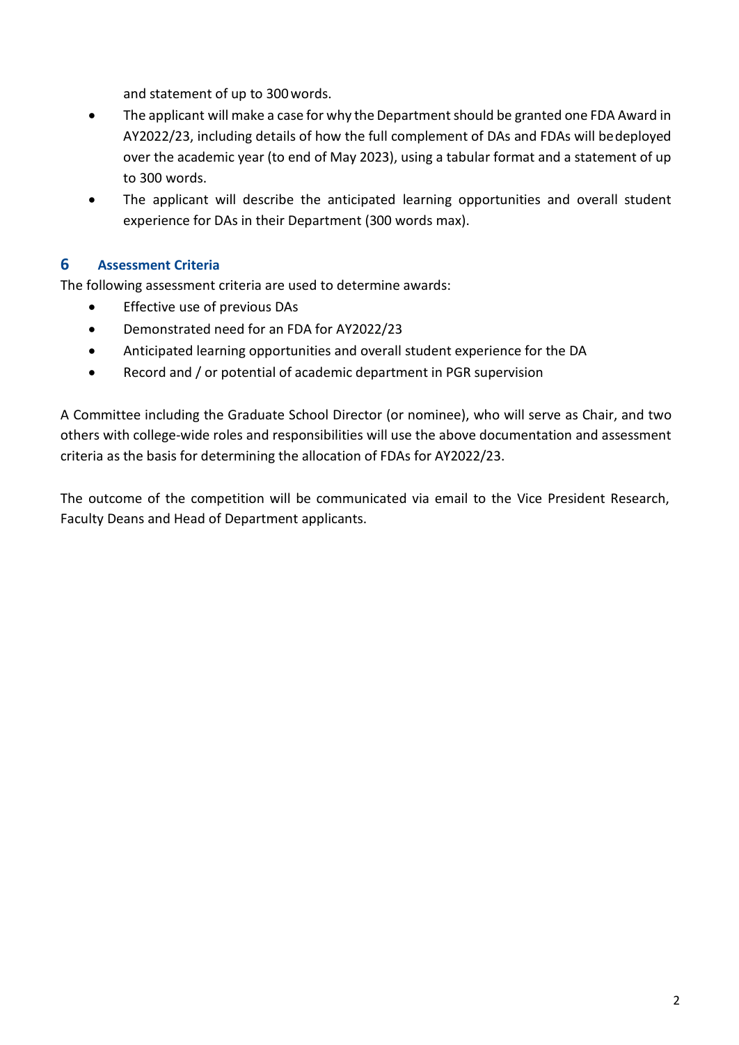and statement of up to 300 words.

- The applicant will make a case for why the Department should be granted one FDA Award in AY2022/23, including details of how the full complement of DAs and FDAs will be deployed over the academic year (to end of May 2023), using a tabular format and a statement of up to 300 words.
- The applicant will describe the anticipated learning opportunities and overall student experience for DAs in their Department (300 words max).

## 6 Assessment Criteria

The following assessment criteria are used to determine awards:

- Effective use of previous DAs
- Demonstrated need for an FDA for AY2022/23
- Anticipated learning opportunities and overall student experience for the DA
- Record and / or potential of academic department in PGR supervision

A Committee including the Graduate School Director (or nominee), who will serve as Chair, and two others with college-wide roles and responsibilities will use the above documentation and assessment criteria as the basis for determining the allocation of FDAs for AY2022/23.

The outcome of the competition will be communicated via email to the Vice President Research, Faculty Deans and Head of Department applicants.